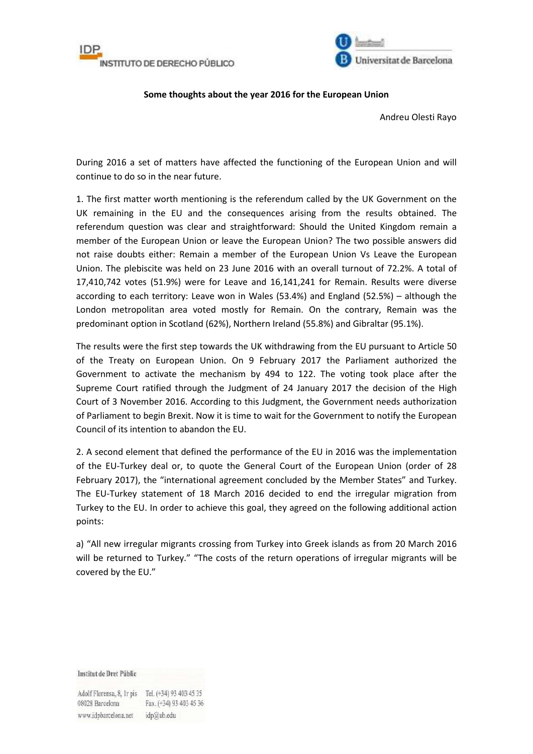**Some thoughts about the year 2016 for the European Union**

Andreu Olesti Rayo

During 2016 a set of matters have affected the functioning of the European Union and will continue to do so in the near future.

1. The first matter worth mentioning is the referendum called by the UK Government on the UK remaining in the EU and the consequences arising from the results obtained. The referendum question was clear and straightforward: Should the United Kingdom remain a member of the European Union or leave the European Union? The two possible answers did not raise doubts either: Remain a member of the European Union Vs Leave the European Union. The plebiscite was held on 23 June 2016 with an overall turnout of 72.2%. A total of 17,410,742 votes (51.9%) were for Leave and 16,141,241 for Remain. Results were diverse according to each territory: Leave won in Wales (53.4%) and England (52.5%) – although the London metropolitan area voted mostly for Remain. On the contrary, Remain was the predominant option in Scotland (62%), Northern Ireland (55.8%) and Gibraltar (95.1%).

The results were the first step towards the UK withdrawing from the EU pursuant to Article 50 of the Treaty on European Union. On 9 February 2017 the Parliament authorized the Government to activate the mechanism by 494 to 122. The voting took place after the Supreme Court ratified through the Judgment of 24 January 2017 the decision of the High Court of 3 November 2016. According to this Judgment, the Government needs authorization of Parliament to begin Brexit. Now it is time to wait for the Government to notify the European Council of its intention to abandon the EU.

2. A second element that defined the performance of the EU in 2016 was the implementation of the EU-Turkey deal or, to quote the General Court of the European Union (order of 28 February 2017), the "international agreement concluded by the Member States" and Turkey. The EU-Turkey statement of 18 March 2016 decided to end the irregular migration from Turkey to the EU. In order to achieve this goal, they agreed on the following additional action points:

a) "All new irregular migrants crossing from Turkey into Greek islands as from 20 March 2016 will be returned to Turkey." "The costs of the return operations of irregular migrants will be covered by the EU."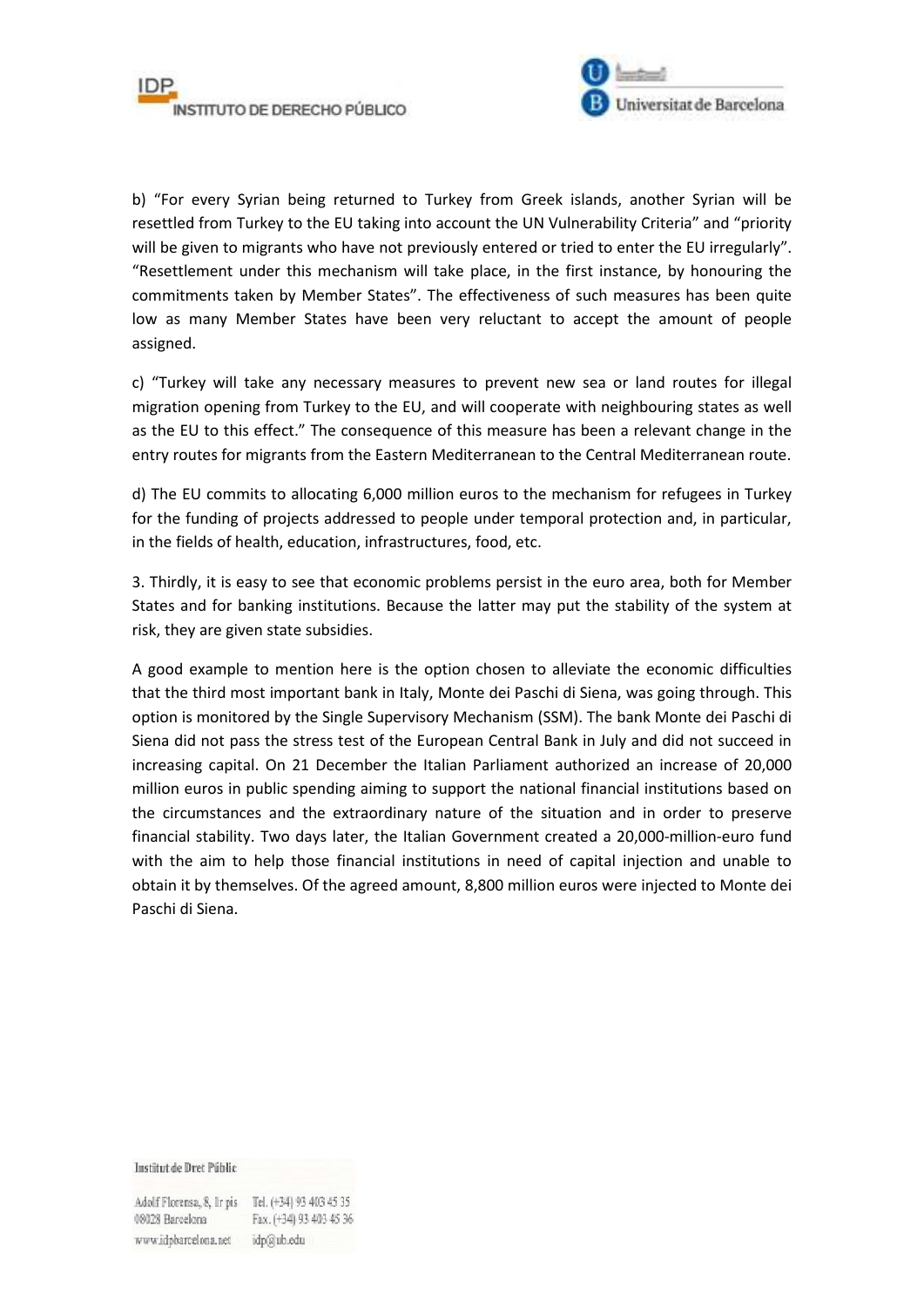b) "For every Syrian being returned to Turkey from Greek islands, another Syrian will be resettled from Turkey to the EU taking into account the UN Vulnerability Criteria" and "priority will be given to migrants who have not previously entered or tried to enter the EU irregularly". "Resettlement under this mechanism will take place, in the first instance, by honouring the commitments taken by Member States". The effectiveness of such measures has been quite low as many Member States have been very reluctant to accept the amount of people assigned.

c) "Turkey will take any necessary measures to prevent new sea or land routes for illegal migration opening from Turkey to the EU, and will cooperate with neighbouring states as well as the EU to this effect." The consequence of this measure has been a relevant change in the entry routes for migrants from the Eastern Mediterranean to the Central Mediterranean route.

d) The EU commits to allocating 6,000 million euros to the mechanism for refugees in Turkey for the funding of projects addressed to people under temporal protection and, in particular, in the fields of health, education, infrastructures, food, etc.

3. Thirdly, it is easy to see that economic problems persist in the euro area, both for Member States and for banking institutions. Because the latter may put the stability of the system at risk, they are given state subsidies.

A good example to mention here is the option chosen to alleviate the economic difficulties that the third most important bank in Italy, Monte dei Paschi di Siena, was going through. This option is monitored by the Single Supervisory Mechanism (SSM). The bank Monte dei Paschi di Siena did not pass the stress test of the European Central Bank in July and did not succeed in increasing capital. On 21 December the Italian Parliament authorized an increase of 20,000 million euros in public spending aiming to support the national financial institutions based on the circumstances and the extraordinary nature of the situation and in order to preserve financial stability. Two days later, the Italian Government created a 20,000-million-euro fund with the aim to help those financial institutions in need of capital injection and unable to obtain it by themselves. Of the agreed amount, 8,800 million euros were injected to Monte dei Paschi di Siena.